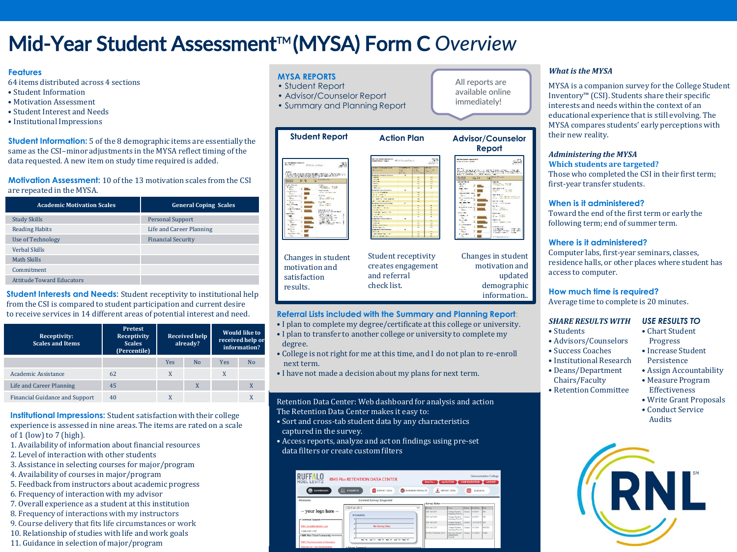# Mid-Year Student Assessment™ (MYSA) Form C *Overview*

## Features

64 items distributed across 4 sections

- Student Information
- Motivation Assessment
- Student Interest and Needs
- Institutional Impressions

**Student Information:** 5 of the 8 demographic items are essentially the same as the CSI–minor adjustments in the MYSA reflect timing of the data requested. A new item on study time required is added.

**Motivation Assessment:** 10 of the 13 motivation scales from the CSI are repeated in the MYSA.

| Academic Motivation Scales | General Coping Scales |
|---|---|
| Study Skills | Personal Support |
| Reading Habits | Life and Career Planning |
| Use of Technology | Financial Security |
| Verbal Skills | |
| Math Skills | |
| Commitment | |
| Attitude Toward Educators | |

**Student Interests and Needs:** Student receptivity to institutional help from the CSI is compared to student participation and current desire to receive services in 14 different areas of potential interest and need.

| Receptivity: Scales and Items | Pretest Receptivity Scales (Percentile) | Received help already? | | Would like to received help or information? | |
|---|---|---|---|---|---|
| | | Yes | No | Yes | No |
| Academic Assistance | 62 | X | | X | |
| Life and Career Planning | 45 | | X | | X |
| Financial Guidance and Support | 40 | X | | | X |

**Institutional Impressions:** Student satisfaction with their college experience is assessed in nine areas. The items are rated on a scale of 1 (low) to 7 (high).

1. Availability of information about financial resources
2. Level of interaction with other students
3. Assistance in selecting courses for major/program
4. Availability of courses in major/program
5. Feedback from instructors about academic progress
6. Frequency of interaction with my advisor
7. Overall experience as a student at this institution
8. Frequency of interactions with my instructors
9. Course delivery that fits life circumstances or work
10. Relationship of studies with life and work goals
11. Guidance in selection of major/program

## MYSA REPORTS

- Student Report
- Advisor/Counselor Report
- Summary and Planning Report

All reports are available online immediately!

**Student Report**

Changes in student motivation and satisfaction results.

**Action Plan**

Student receptivity creates engagement and referral check list.

**Advisor/Counselor Report**

Changes in student motivation and updated demographic information..

**Referral Lists included with the Summary and Planning Report:**

- I plan to complete my degree/certificate at this college or university.
- I plan to transfer to another college or university to complete my degree.
- College is not right for me at this time, and I do not plan to re-enroll next term.
- I have not made a decision about my plans for next term.

Retention Data Center: Web dashboard for analysis and action

The Retention Data Center makes it easy to:

- Sort and cross-tab student data by any characteristics captured in the survey.
- Access reports, analyze and act on findings using pre-set data filters or create custom filters

### *What is the MYSA*

MYSA is a companion survey for the College Student Inventory™ (CSI). Students share their specific interests and needs within the context of an educational experience that is still evolving. The MYSA compares students' early perceptions with their new reality.

### *Administering the MYSA*

**Which students are targeted?**

Those who completed the CSI in their first term; first-year transfer students.

**When is it administered?**

Toward the end of the first term or early the following term; end of summer term.

**Where is it administered?**

Computer labs, first-year seminars, classes, residence halls, or other places where student has access to computer.

**How much time is required?**

Average time to complete is 20 minutes.

***SHARE RESULTS WITH***

- Students
- Advisors/Counselors
- Success Coaches
- Institutional Research
- Deans/Department Chairs/Faculty
- Retention Committee

***USE RESULTS TO***

- Chart Student Progress
- Increase Student Persistence
- Assign Accountability
- Measure Program Effectiveness
- Write Grant Proposals
- Conduct Service Audits

RNL℠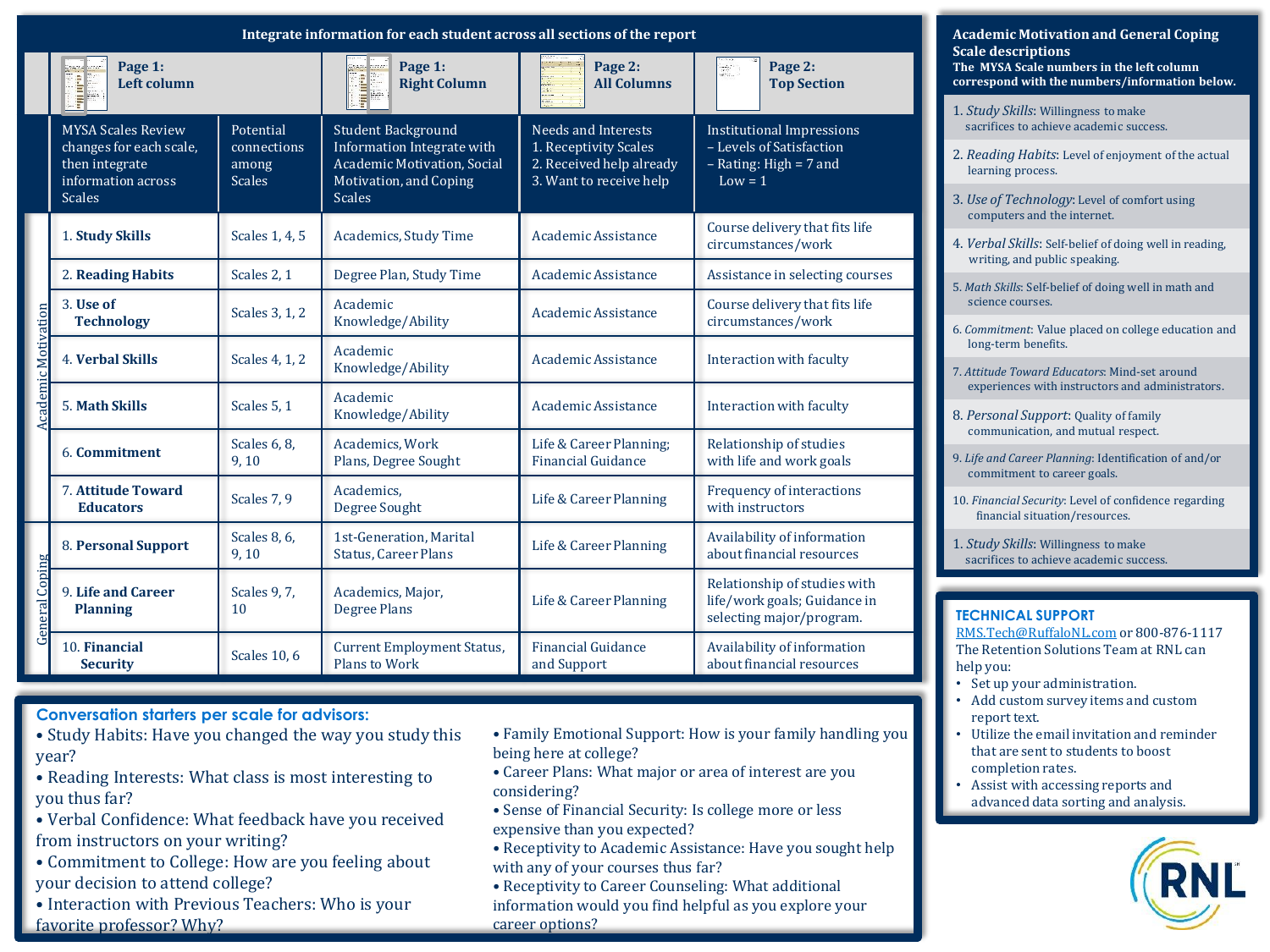## Integrate information for each student across all sections of the report

| | Page 1: Left column | | Page 1: Right Column | Page 2: All Columns | Page 2: Top Section |
|---|---|---|---|---|---|
| | MYSA Scales Review changes for each scale, then integrate information across Scales | Potential connections among Scales | Student Background Information Integrate with Academic Motivation, Social Motivation, and Coping Scales | Needs and Interests 1. Receptivity Scales 2. Received help already 3. Want to receive help | Institutional Impressions – Levels of Satisfaction – Rating: High = 7 and Low = 1 |
| Academic Motivation | 1. **Study Skills** | Scales 1, 4, 5 | Academics, Study Time | Academic Assistance | Course delivery that fits life circumstances/work |
| Academic Motivation | 2. **Reading Habits** | Scales 2, 1 | Degree Plan, Study Time | Academic Assistance | Assistance in selecting courses |
| Academic Motivation | 3. **Use of Technology** | Scales 3, 1, 2 | Academic Knowledge/Ability | Academic Assistance | Course delivery that fits life circumstances/work |
| Academic Motivation | 4. **Verbal Skills** | Scales 4, 1, 2 | Academic Knowledge/Ability | Academic Assistance | Interaction with faculty |
| Academic Motivation | 5. **Math Skills** | Scales 5, 1 | Academic Knowledge/Ability | Academic Assistance | Interaction with faculty |
| Academic Motivation | 6. **Commitment** | Scales 6, 8, 9, 10 | Academics, Work Plans, Degree Sought | Life & Career Planning; Financial Guidance | Relationship of studies with life and work goals |
| Academic Motivation | 7. **Attitude Toward Educators** | Scales 7, 9 | Academics, Degree Sought | Life & Career Planning | Frequency of interactions with instructors |
| General Coping | 8. **Personal Support** | Scales 8, 6, 9, 10 | 1st-Generation, Marital Status, Career Plans | Life & Career Planning | Availability of information about financial resources |
| General Coping | 9. **Life and Career Planning** | Scales 9, 7, 10 | Academics, Major, Degree Plans | Life & Career Planning | Relationship of studies with life/work goals; Guidance in selecting major/program. |
| General Coping | 10. **Financial Security** | Scales 10, 6 | Current Employment Status, Plans to Work | Financial Guidance and Support | Availability of information about financial resources |

### Conversation starters per scale for advisors:

- Study Habits: Have you changed the way you study this year?
- Reading Interests: What class is most interesting to you thus far?
- Verbal Confidence: What feedback have you received from instructors on your writing?
- Commitment to College: How are you feeling about your decision to attend college?
- Interaction with Previous Teachers: Who is your favorite professor? Why?
- Family Emotional Support: How is your family handling you being here at college?
- Career Plans: What major or area of interest are you considering?
- Sense of Financial Security: Is college more or less expensive than you expected?
- Receptivity to Academic Assistance: Have you sought help with any of your courses thus far?
- Receptivity to Career Counseling: What additional information would you find helpful as you explore your career options?

### Academic Motivation and General Coping Scale descriptions

**The MYSA Scale numbers in the left column correspond with the numbers/information below.**

1. *Study Skills*: Willingness to make sacrifices to achieve academic success.
2. *Reading Habits*: Level of enjoyment of the actual learning process.
3. *Use of Technology*: Level of comfort using computers and the internet.
4. *Verbal Skills*: Self-belief of doing well in reading, writing, and public speaking.
5. *Math Skills*: Self-belief of doing well in math and science courses.
6. *Commitment*: Value placed on college education and long-term benefits.
7. *Attitude Toward Educators*: Mind-set around experiences with instructors and administrators.
8. *Personal Support*: Quality of family communication, and mutual respect.
9. *Life and Career Planning*: Identification of and/or commitment to career goals.
10. *Financial Security*: Level of confidence regarding financial situation/resources.

1. *Study Skills*: Willingness to make sacrifices to achieve academic success.

### TECHNICAL SUPPORT

RMS.Tech@RuffaloNL.com or 800-876-1117

The Retention Solutions Team at RNL can help you:

- Set up your administration.
- Add custom survey items and custom report text.
- Utilize the email invitation and reminder that are sent to students to boost completion rates.
- Assist with accessing reports and advanced data sorting and analysis.

RNL